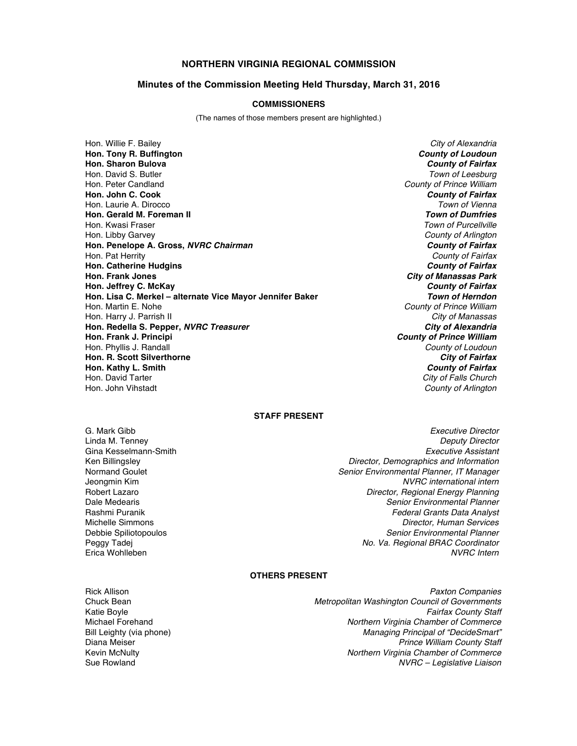# NORTHERN VIRGINIA REGIONAL COMMISSION

## Minutes of the Commission Meeting Held Thursday, March 31, 2016

### COMMISSIONERS

(The names of those members present are highlighted.)

| | |
|---|---|
| Hon. Willie F. Bailey | *City of Alexandria* |
| **Hon. Tony R. Buffington** | ***County of Loudoun*** |
| **Hon. Sharon Bulova** | ***County of Fairfax*** |
| Hon. David S. Butler | *Town of Leesburg* |
| Hon. Peter Candland | *County of Prince William* |
| **Hon. John C. Cook** | ***County of Fairfax*** |
| Hon. Laurie A. Dirocco | *Town of Vienna* |
| **Hon. Gerald M. Foreman II** | ***Town of Dumfries*** |
| Hon. Kwasi Fraser | *Town of Purcellville* |
| Hon. Libby Garvey | *County of Arlington* |
| **Hon. Penelope A. Gross, *NVRC Chairman*** | ***County of Fairfax*** |
| Hon. Pat Herrity | *County of Fairfax* |
| **Hon. Catherine Hudgins** | ***County of Fairfax*** |
| **Hon. Frank Jones** | ***City of Manassas Park*** |
| **Hon. Jeffrey C. McKay** | ***County of Fairfax*** |
| **Hon. Lisa C. Merkel – alternate Vice Mayor Jennifer Baker** | ***Town of Herndon*** |
| Hon. Martin E. Nohe | *County of Prince William* |
| Hon. Harry J. Parrish II | *City of Manassas* |
| **Hon. Redella S. Pepper, *NVRC Treasurer*** | ***City of Alexandria*** |
| **Hon. Frank J. Principi** | ***County of Prince William*** |
| Hon. Phyllis J. Randall | *County of Loudoun* |
| **Hon. R. Scott Silverthorne** | ***City of Fairfax*** |
| **Hon. Kathy L. Smith** | ***County of Fairfax*** |
| Hon. David Tarter | *City of Falls Church* |
| Hon. John Vihstadt | *County of Arlington* |

### STAFF PRESENT

| | |
|---|---|
| G. Mark Gibb | *Executive Director* |
| Linda M. Tenney | *Deputy Director* |
| Gina Kesselmann-Smith | *Executive Assistant* |
| Ken Billingsley | *Director, Demographics and Information* |
| Normand Goulet | *Senior Environmental Planner, IT Manager* |
| Jeongmin Kim | *NVRC international intern* |
| Robert Lazaro | *Director, Regional Energy Planning* |
| Dale Medearis | *Senior Environmental Planner* |
| Rashmi Puranik | *Federal Grants Data Analyst* |
| Michelle Simmons | *Director, Human Services* |
| Debbie Spiliotopoulos | *Senior Environmental Planner* |
| Peggy Tadej | *No. Va. Regional BRAC Coordinator* |
| Erica Wohlleben | *NVRC Intern* |

### OTHERS PRESENT

| | |
|---|---|
| Rick Allison | *Paxton Companies* |
| Chuck Bean | *Metropolitan Washington Council of Governments* |
| Katie Boyle | *Fairfax County Staff* |
| Michael Forehand | *Northern Virginia Chamber of Commerce* |
| Bill Leighty (via phone) | *Managing Principal of "DecideSmart"* |
| Diana Meiser | *Prince William County Staff* |
| Kevin McNulty | *Northern Virginia Chamber of Commerce* |
| Sue Rowland | *NVRC – Legislative Liaison* |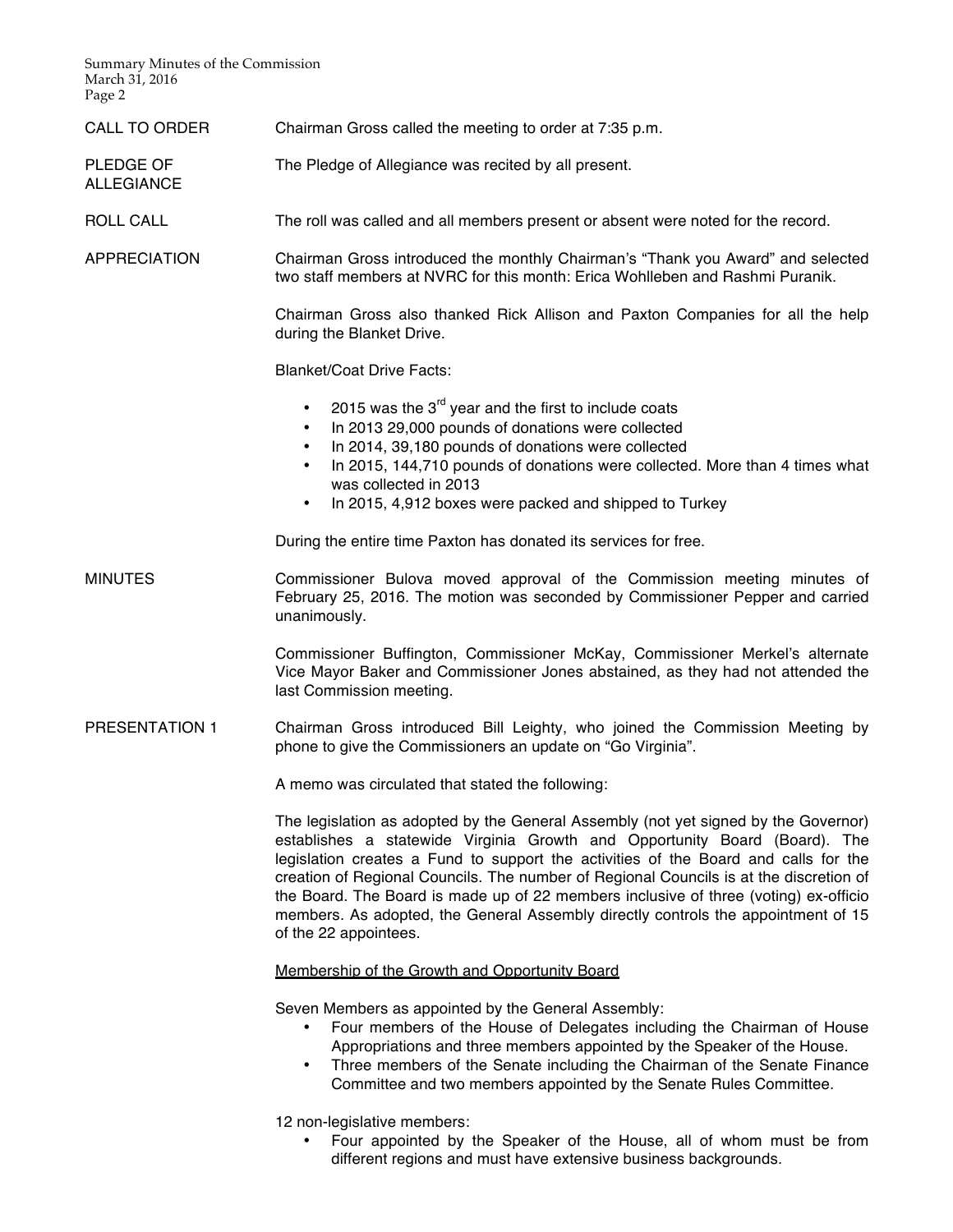**CALL TO ORDER**

Chairman Gross called the meeting to order at 7:35 p.m.

**PLEDGE OF ALLEGIANCE**

The Pledge of Allegiance was recited by all present.

**ROLL CALL**

The roll was called and all members present or absent were noted for the record.

**APPRECIATION**

Chairman Gross introduced the monthly Chairman's "Thank you Award" and selected two staff members at NVRC for this month: Erica Wohlleben and Rashmi Puranik.

Chairman Gross also thanked Rick Allison and Paxton Companies for all the help during the Blanket Drive.

Blanket/Coat Drive Facts:

- 2015 was the 3rd year and the first to include coats
- In 2013 29,000 pounds of donations were collected
- In 2014, 39,180 pounds of donations were collected
- In 2015, 144,710 pounds of donations were collected. More than 4 times what was collected in 2013
- In 2015, 4,912 boxes were packed and shipped to Turkey

During the entire time Paxton has donated its services for free.

**MINUTES**

Commissioner Bulova moved approval of the Commission meeting minutes of February 25, 2016. The motion was seconded by Commissioner Pepper and carried unanimously.

Commissioner Buffington, Commissioner McKay, Commissioner Merkel's alternate Vice Mayor Baker and Commissioner Jones abstained, as they had not attended the last Commission meeting.

**PRESENTATION 1**

Chairman Gross introduced Bill Leighty, who joined the Commission Meeting by phone to give the Commissioners an update on "Go Virginia".

A memo was circulated that stated the following:

The legislation as adopted by the General Assembly (not yet signed by the Governor) establishes a statewide Virginia Growth and Opportunity Board (Board). The legislation creates a Fund to support the activities of the Board and calls for the creation of Regional Councils. The number of Regional Councils is at the discretion of the Board. The Board is made up of 22 members inclusive of three (voting) ex-officio members. As adopted, the General Assembly directly controls the appointment of 15 of the 22 appointees.

<u>Membership of the Growth and Opportunity Board</u>

Seven Members as appointed by the General Assembly:

- Four members of the House of Delegates including the Chairman of House Appropriations and three members appointed by the Speaker of the House.
- Three members of the Senate including the Chairman of the Senate Finance Committee and two members appointed by the Senate Rules Committee.

12 non-legislative members:

- Four appointed by the Speaker of the House, all of whom must be from different regions and must have extensive business backgrounds.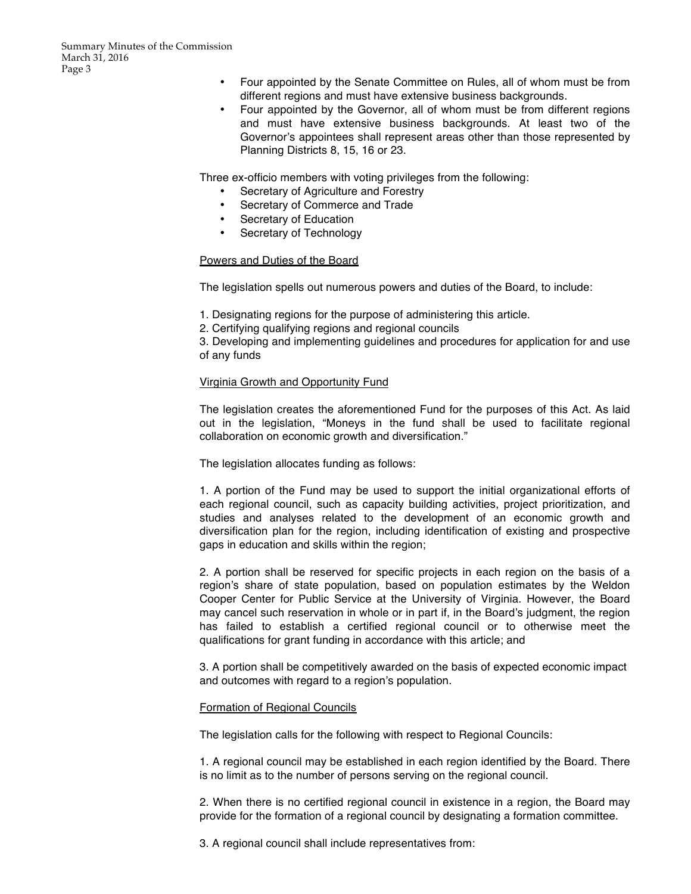- Four appointed by the Senate Committee on Rules, all of whom must be from different regions and must have extensive business backgrounds.
- Four appointed by the Governor, all of whom must be from different regions and must have extensive business backgrounds. At least two of the Governor's appointees shall represent areas other than those represented by Planning Districts 8, 15, 16 or 23.

Three ex-officio members with voting privileges from the following:

- Secretary of Agriculture and Forestry
- Secretary of Commerce and Trade
- Secretary of Education
- Secretary of Technology

Powers and Duties of the Board

The legislation spells out numerous powers and duties of the Board, to include:

1. Designating regions for the purpose of administering this article.
2. Certifying qualifying regions and regional councils
3. Developing and implementing guidelines and procedures for application for and use of any funds

Virginia Growth and Opportunity Fund

The legislation creates the aforementioned Fund for the purposes of this Act. As laid out in the legislation, "Moneys in the fund shall be used to facilitate regional collaboration on economic growth and diversification."

The legislation allocates funding as follows:

1. A portion of the Fund may be used to support the initial organizational efforts of each regional council, such as capacity building activities, project prioritization, and studies and analyses related to the development of an economic growth and diversification plan for the region, including identification of existing and prospective gaps in education and skills within the region;

2. A portion shall be reserved for specific projects in each region on the basis of a region's share of state population, based on population estimates by the Weldon Cooper Center for Public Service at the University of Virginia. However, the Board may cancel such reservation in whole or in part if, in the Board's judgment, the region has failed to establish a certified regional council or to otherwise meet the qualifications for grant funding in accordance with this article; and

3. A portion shall be competitively awarded on the basis of expected economic impact and outcomes with regard to a region's population.

Formation of Regional Councils

The legislation calls for the following with respect to Regional Councils:

1. A regional council may be established in each region identified by the Board. There is no limit as to the number of persons serving on the regional council.

2. When there is no certified regional council in existence in a region, the Board may provide for the formation of a regional council by designating a formation committee.

3. A regional council shall include representatives from: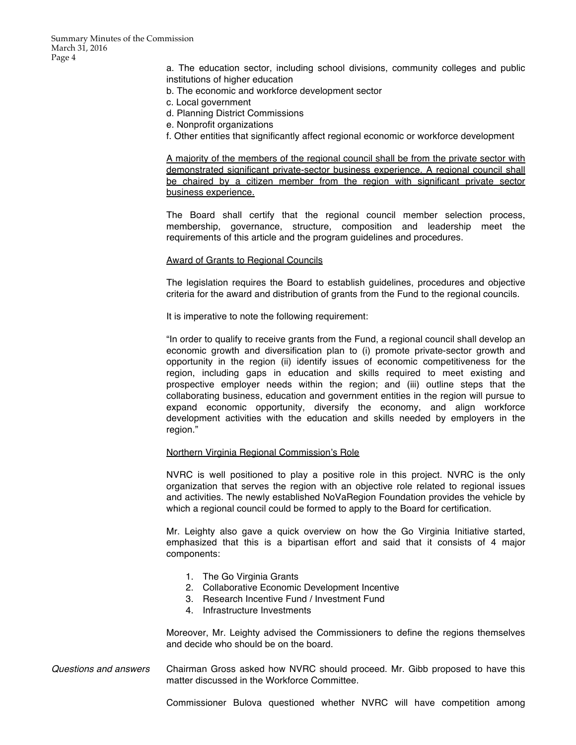a. The education sector, including school divisions, community colleges and public institutions of higher education

b. The economic and workforce development sector

c. Local government

d. Planning District Commissions

e. Nonprofit organizations

f. Other entities that significantly affect regional economic or workforce development

<u>A majority of the members of the regional council shall be from the private sector with demonstrated significant private-sector business experience. A regional council shall be chaired by a citizen member from the region with significant private sector business experience.</u>

The Board shall certify that the regional council member selection process, membership, governance, structure, composition and leadership meet the requirements of this article and the program guidelines and procedures.

<u>Award of Grants to Regional Councils</u>

The legislation requires the Board to establish guidelines, procedures and objective criteria for the award and distribution of grants from the Fund to the regional councils.

It is imperative to note the following requirement:

"In order to qualify to receive grants from the Fund, a regional council shall develop an economic growth and diversification plan to (i) promote private-sector growth and opportunity in the region (ii) identify issues of economic competitiveness for the region, including gaps in education and skills required to meet existing and prospective employer needs within the region; and (iii) outline steps that the collaborating business, education and government entities in the region will pursue to expand economic opportunity, diversify the economy, and align workforce development activities with the education and skills needed by employers in the region."

<u>Northern Virginia Regional Commission's Role</u>

NVRC is well positioned to play a positive role in this project. NVRC is the only organization that serves the region with an objective role related to regional issues and activities. The newly established NoVaRegion Foundation provides the vehicle by which a regional council could be formed to apply to the Board for certification.

Mr. Leighty also gave a quick overview on how the Go Virginia Initiative started, emphasized that this is a bipartisan effort and said that it consists of 4 major components:

1. The Go Virginia Grants
2. Collaborative Economic Development Incentive
3. Research Incentive Fund / Investment Fund
4. Infrastructure Investments

Moreover, Mr. Leighty advised the Commissioners to define the regions themselves and decide who should be on the board.

*Questions and answers*

Chairman Gross asked how NVRC should proceed. Mr. Gibb proposed to have this matter discussed in the Workforce Committee.

Commissioner Bulova questioned whether NVRC will have competition among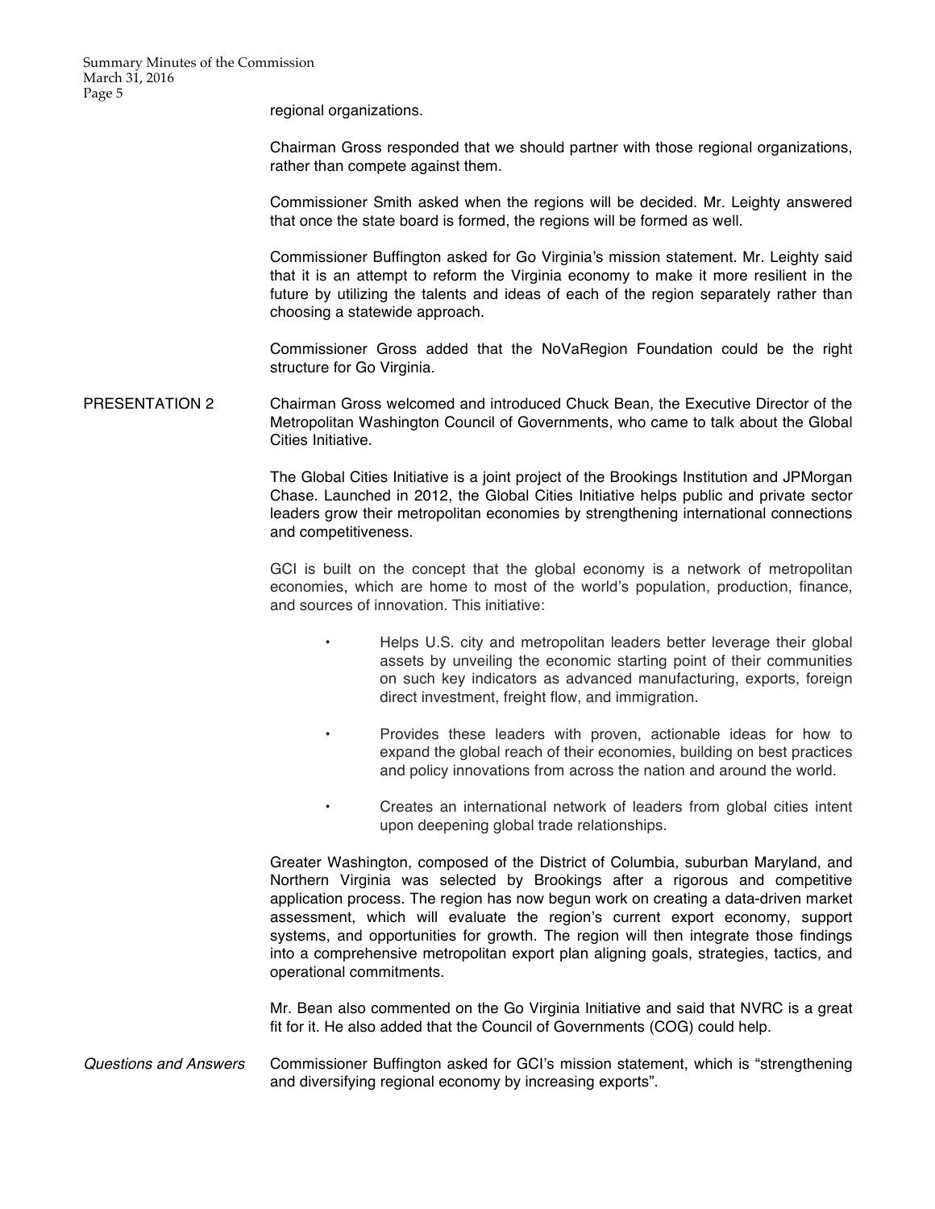regional organizations.

Chairman Gross responded that we should partner with those regional organizations, rather than compete against them.

Commissioner Smith asked when the regions will be decided. Mr. Leighty answered that once the state board is formed, the regions will be formed as well.

Commissioner Buffington asked for Go Virginia's mission statement. Mr. Leighty said that it is an attempt to reform the Virginia economy to make it more resilient in the future by utilizing the talents and ideas of each of the region separately rather than choosing a statewide approach.

Commissioner Gross added that the NoVaRegion Foundation could be the right structure for Go Virginia.

PRESENTATION 2

Chairman Gross welcomed and introduced Chuck Bean, the Executive Director of the Metropolitan Washington Council of Governments, who came to talk about the Global Cities Initiative.

The Global Cities Initiative is a joint project of the Brookings Institution and JPMorgan Chase. Launched in 2012, the Global Cities Initiative helps public and private sector leaders grow their metropolitan economies by strengthening international connections and competitiveness.

GCI is built on the concept that the global economy is a network of metropolitan economies, which are home to most of the world's population, production, finance, and sources of innovation. This initiative:

- Helps U.S. city and metropolitan leaders better leverage their global assets by unveiling the economic starting point of their communities on such key indicators as advanced manufacturing, exports, foreign direct investment, freight flow, and immigration.
- Provides these leaders with proven, actionable ideas for how to expand the global reach of their economies, building on best practices and policy innovations from across the nation and around the world.
- Creates an international network of leaders from global cities intent upon deepening global trade relationships.

Greater Washington, composed of the District of Columbia, suburban Maryland, and Northern Virginia was selected by Brookings after a rigorous and competitive application process. The region has now begun work on creating a data-driven market assessment, which will evaluate the region's current export economy, support systems, and opportunities for growth. The region will then integrate those findings into a comprehensive metropolitan export plan aligning goals, strategies, tactics, and operational commitments.

Mr. Bean also commented on the Go Virginia Initiative and said that NVRC is a great fit for it. He also added that the Council of Governments (COG) could help.

*Questions and Answers*

Commissioner Buffington asked for GCI's mission statement, which is "strengthening and diversifying regional economy by increasing exports".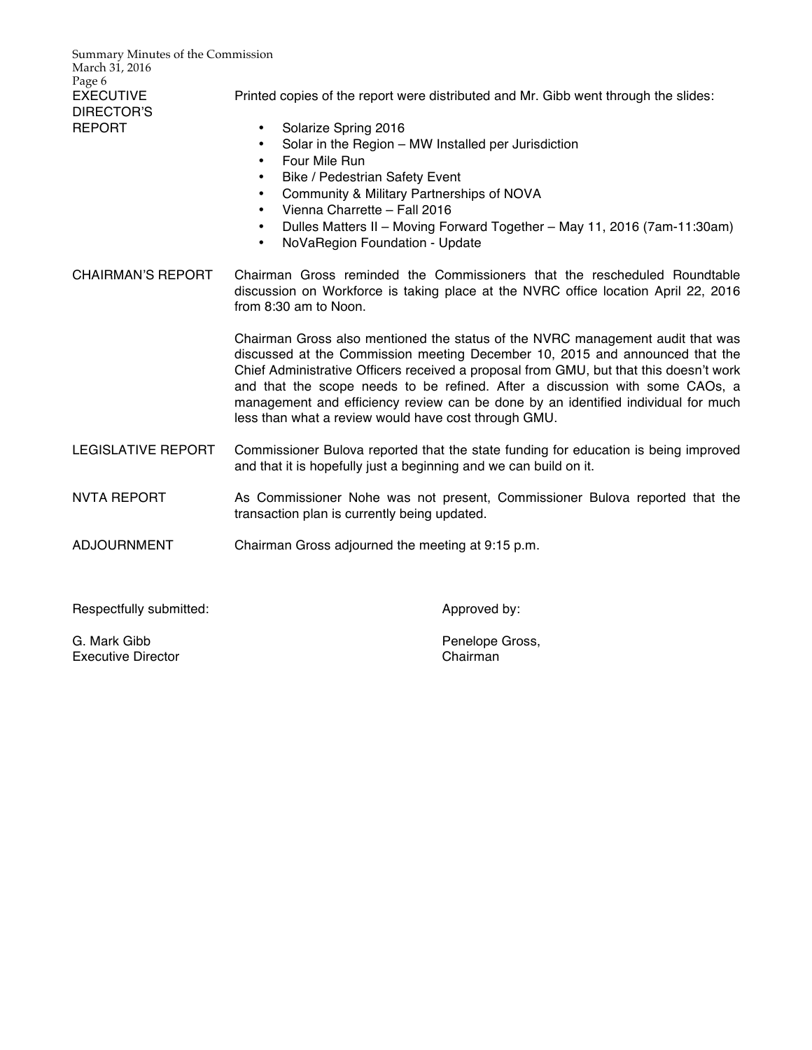**EXECUTIVE DIRECTOR'S REPORT**

Printed copies of the report were distributed and Mr. Gibb went through the slides:

- Solarize Spring 2016
- Solar in the Region – MW Installed per Jurisdiction
- Four Mile Run
- Bike / Pedestrian Safety Event
- Community & Military Partnerships of NOVA
- Vienna Charrette – Fall 2016
- Dulles Matters II – Moving Forward Together – May 11, 2016 (7am-11:30am)
- NoVaRegion Foundation - Update

**CHAIRMAN'S REPORT**

Chairman Gross reminded the Commissioners that the rescheduled Roundtable discussion on Workforce is taking place at the NVRC office location April 22, 2016 from 8:30 am to Noon.

Chairman Gross also mentioned the status of the NVRC management audit that was discussed at the Commission meeting December 10, 2015 and announced that the Chief Administrative Officers received a proposal from GMU, but that this doesn't work and that the scope needs to be refined. After a discussion with some CAOs, a management and efficiency review can be done by an identified individual for much less than what a review would have cost through GMU.

**LEGISLATIVE REPORT**

Commissioner Bulova reported that the state funding for education is being improved and that it is hopefully just a beginning and we can build on it.

**NVTA REPORT**

As Commissioner Nohe was not present, Commissioner Bulova reported that the transaction plan is currently being updated.

**ADJOURNMENT**

Chairman Gross adjourned the meeting at 9:15 p.m.

Respectfully submitted:

G. Mark Gibb
Executive Director

Approved by:

Penelope Gross,
Chairman